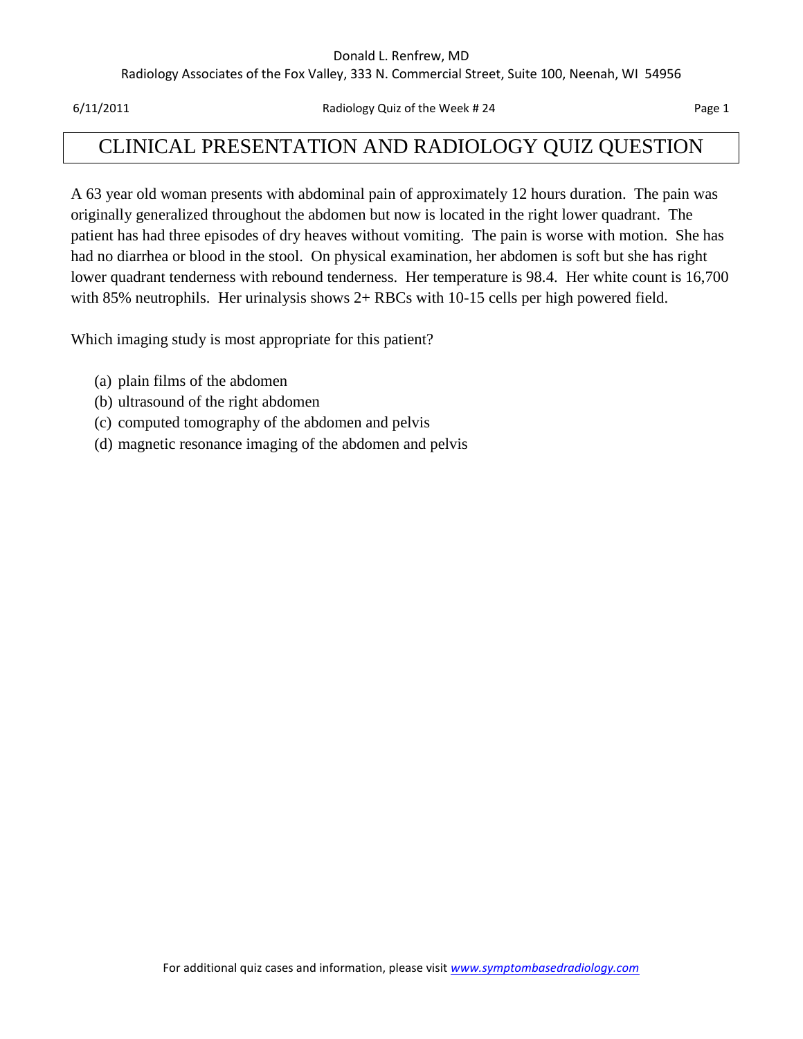# CLINICAL PRESENTATION AND RADIOLOGY QUIZ QUESTION

A 63 year old woman presents with abdominal pain of approximately 12 hours duration. The pain was originally generalized throughout the abdomen but now is located in the right lower quadrant. The patient has had three episodes of dry heaves without vomiting. The pain is worse with motion. She has had no diarrhea or blood in the stool. On physical examination, her abdomen is soft but she has right lower quadrant tenderness with rebound tenderness. Her temperature is 98.4. Her white count is 16,700 with 85% neutrophils. Her urinalysis shows 2+ RBCs with 10-15 cells per high powered field.

Which imaging study is most appropriate for this patient?

(a) plain films of the abdomen
(b) ultrasound of the right abdomen
(c) computed tomography of the abdomen and pelvis
(d) magnetic resonance imaging of the abdomen and pelvis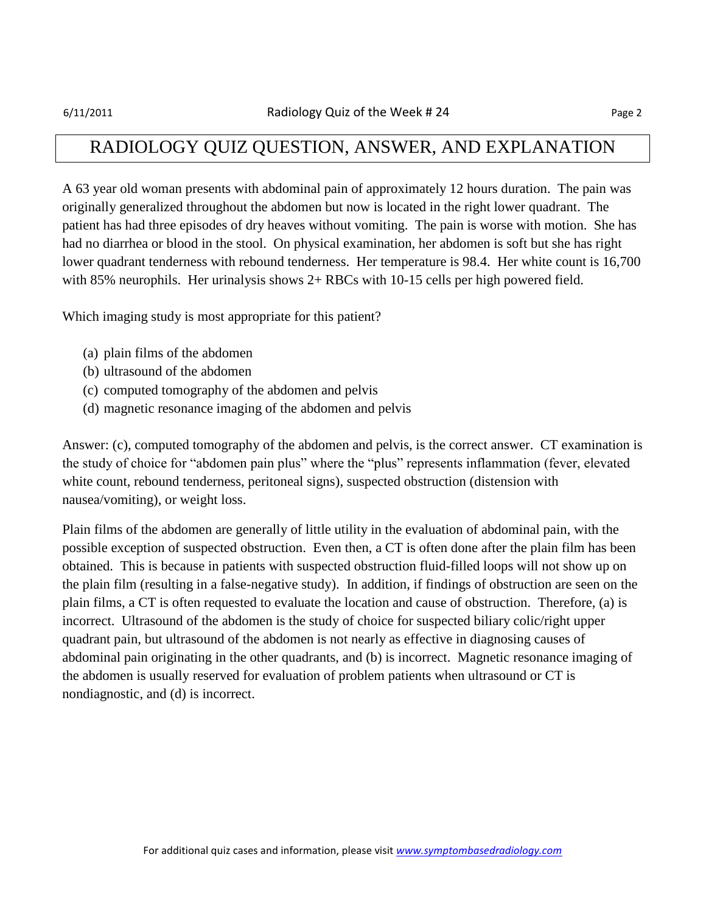# RADIOLOGY QUIZ QUESTION, ANSWER, AND EXPLANATION

A 63 year old woman presents with abdominal pain of approximately 12 hours duration. The pain was originally generalized throughout the abdomen but now is located in the right lower quadrant. The patient has had three episodes of dry heaves without vomiting. The pain is worse with motion. She has had no diarrhea or blood in the stool. On physical examination, her abdomen is soft but she has right lower quadrant tenderness with rebound tenderness. Her temperature is 98.4. Her white count is 16,700 with 85% neurophils. Her urinalysis shows 2+ RBCs with 10-15 cells per high powered field.

Which imaging study is most appropriate for this patient?

(a) plain films of the abdomen
(b) ultrasound of the abdomen
(c) computed tomography of the abdomen and pelvis
(d) magnetic resonance imaging of the abdomen and pelvis

Answer: (c), computed tomography of the abdomen and pelvis, is the correct answer. CT examination is the study of choice for "abdomen pain plus" where the "plus" represents inflammation (fever, elevated white count, rebound tenderness, peritoneal signs), suspected obstruction (distension with nausea/vomiting), or weight loss.

Plain films of the abdomen are generally of little utility in the evaluation of abdominal pain, with the possible exception of suspected obstruction. Even then, a CT is often done after the plain film has been obtained. This is because in patients with suspected obstruction fluid-filled loops will not show up on the plain film (resulting in a false-negative study). In addition, if findings of obstruction are seen on the plain films, a CT is often requested to evaluate the location and cause of obstruction. Therefore, (a) is incorrect. Ultrasound of the abdomen is the study of choice for suspected biliary colic/right upper quadrant pain, but ultrasound of the abdomen is not nearly as effective in diagnosing causes of abdominal pain originating in the other quadrants, and (b) is incorrect. Magnetic resonance imaging of the abdomen is usually reserved for evaluation of problem patients when ultrasound or CT is nondiagnostic, and (d) is incorrect.

For additional quiz cases and information, please visit www.symptombasedradiology.com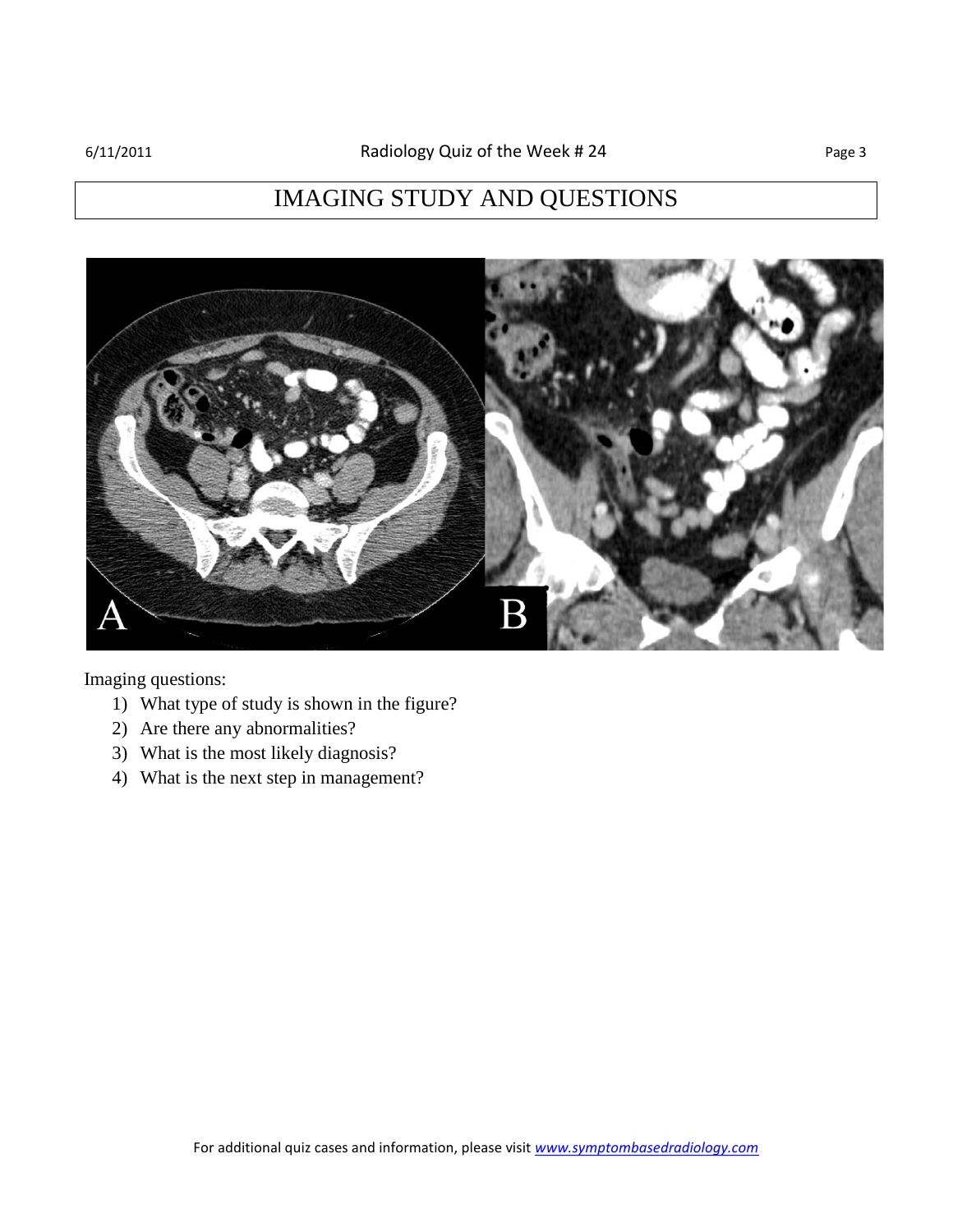# IMAGING STUDY AND QUESTIONS

Imaging questions:

1) What type of study is shown in the figure?
2) Are there any abnormalities?
3) What is the most likely diagnosis?
4) What is the next step in management?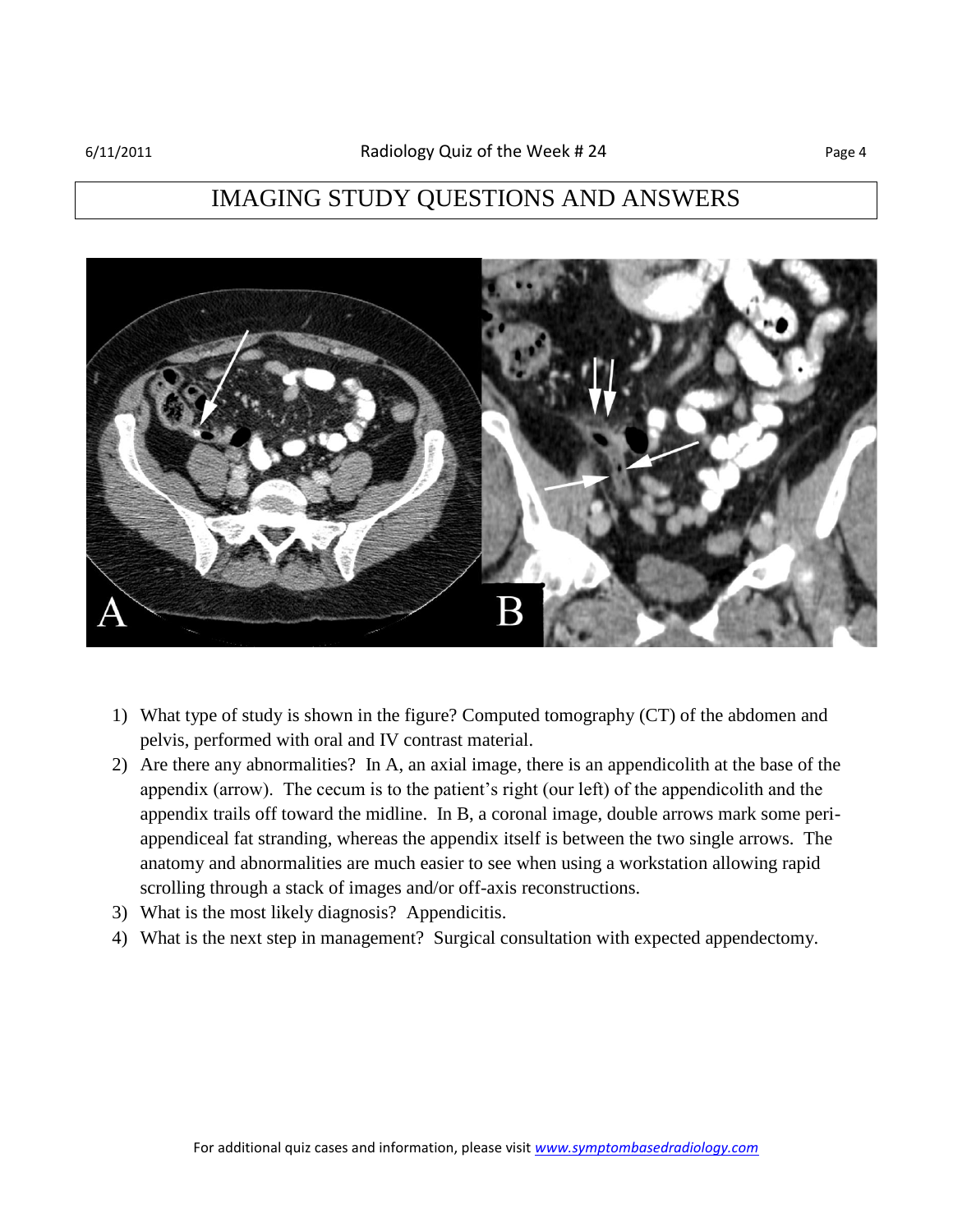# IMAGING STUDY QUESTIONS AND ANSWERS

1) What type of study is shown in the figure? Computed tomography (CT) of the abdomen and pelvis, performed with oral and IV contrast material.
2) Are there any abnormalities? In A, an axial image, there is an appendicolith at the base of the appendix (arrow). The cecum is to the patient's right (our left) of the appendicolith and the appendix trails off toward the midline. In B, a coronal image, double arrows mark some peri-appendiceal fat stranding, whereas the appendix itself is between the two single arrows. The anatomy and abnormalities are much easier to see when using a workstation allowing rapid scrolling through a stack of images and/or off-axis reconstructions.
3) What is the most likely diagnosis? Appendicitis.
4) What is the next step in management? Surgical consultation with expected appendectomy.

For additional quiz cases and information, please visit *www.symptombasedradiology.com*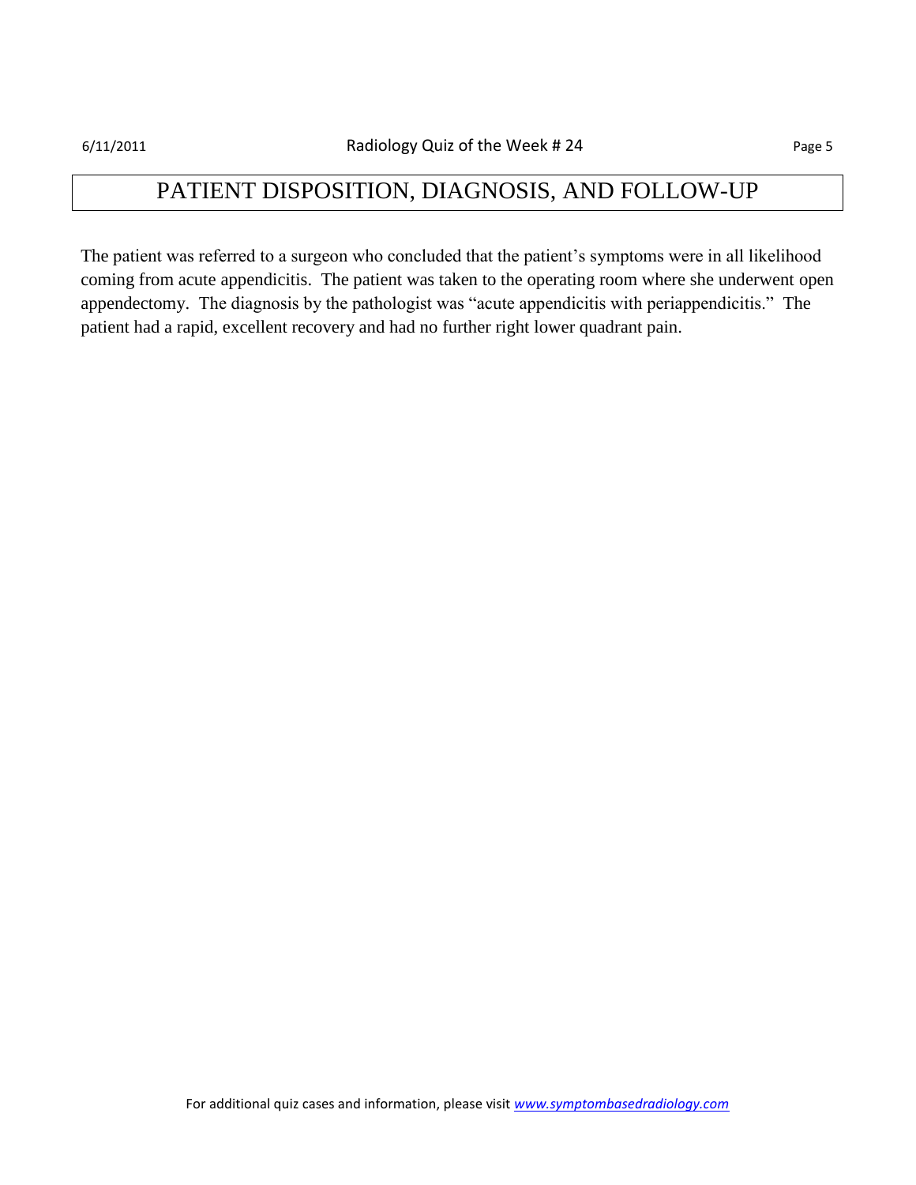# PATIENT DISPOSITION, DIAGNOSIS, AND FOLLOW-UP

The patient was referred to a surgeon who concluded that the patient's symptoms were in all likelihood coming from acute appendicitis. The patient was taken to the operating room where she underwent open appendectomy. The diagnosis by the pathologist was "acute appendicitis with periappendicitis." The patient had a rapid, excellent recovery and had no further right lower quadrant pain.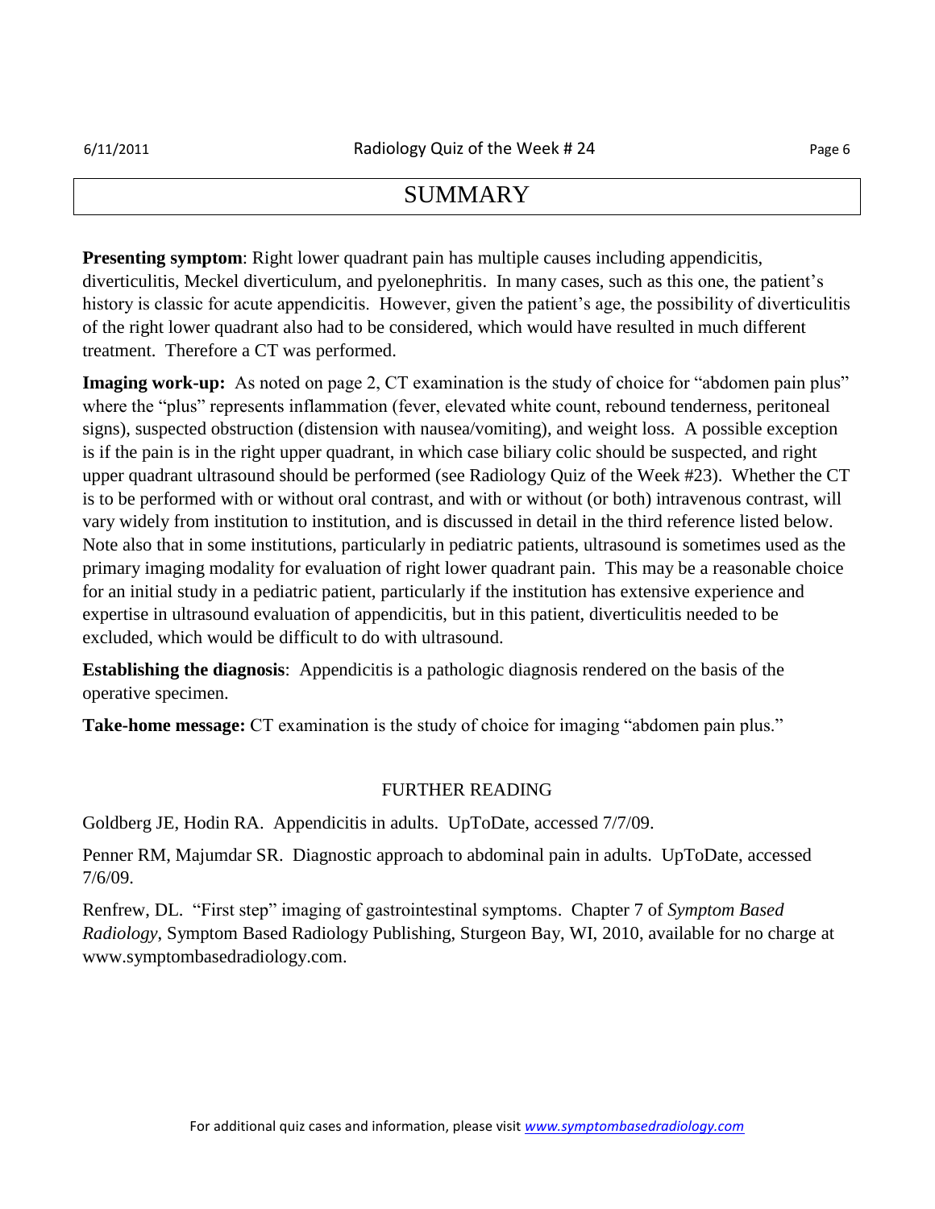# SUMMARY

**Presenting symptom**: Right lower quadrant pain has multiple causes including appendicitis, diverticulitis, Meckel diverticulum, and pyelonephritis. In many cases, such as this one, the patient's history is classic for acute appendicitis. However, given the patient's age, the possibility of diverticulitis of the right lower quadrant also had to be considered, which would have resulted in much different treatment. Therefore a CT was performed.

**Imaging work-up:** As noted on page 2, CT examination is the study of choice for "abdomen pain plus" where the "plus" represents inflammation (fever, elevated white count, rebound tenderness, peritoneal signs), suspected obstruction (distension with nausea/vomiting), and weight loss. A possible exception is if the pain is in the right upper quadrant, in which case biliary colic should be suspected, and right upper quadrant ultrasound should be performed (see Radiology Quiz of the Week #23). Whether the CT is to be performed with or without oral contrast, and with or without (or both) intravenous contrast, will vary widely from institution to institution, and is discussed in detail in the third reference listed below. Note also that in some institutions, particularly in pediatric patients, ultrasound is sometimes used as the primary imaging modality for evaluation of right lower quadrant pain. This may be a reasonable choice for an initial study in a pediatric patient, particularly if the institution has extensive experience and expertise in ultrasound evaluation of appendicitis, but in this patient, diverticulitis needed to be excluded, which would be difficult to do with ultrasound.

**Establishing the diagnosis**: Appendicitis is a pathologic diagnosis rendered on the basis of the operative specimen.

**Take-home message:** CT examination is the study of choice for imaging "abdomen pain plus."

## FURTHER READING

Goldberg JE, Hodin RA. Appendicitis in adults. UpToDate, accessed 7/7/09.

Penner RM, Majumdar SR. Diagnostic approach to abdominal pain in adults. UpToDate, accessed 7/6/09.

Renfrew, DL. "First step" imaging of gastrointestinal symptoms. Chapter 7 of *Symptom Based Radiology*, Symptom Based Radiology Publishing, Sturgeon Bay, WI, 2010, available for no charge at www.symptombasedradiology.com.